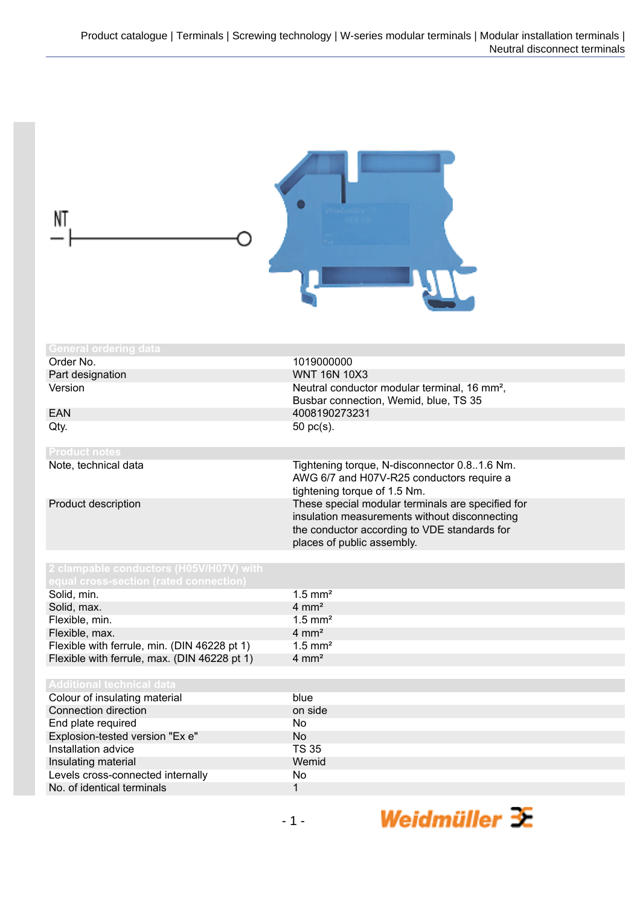## General ordering data

| | |
|---|---|
| Order No. | 1019000000 |
| Part designation | WNT 16N 10X3 |
| Version | Neutral conductor modular terminal, 16 mm², Busbar connection, Wemid, blue, TS 35 |
| EAN | 4008190273231 |
| Qty. | 50 pc(s). |

## Product notes

| | |
|---|---|
| Note, technical data | Tightening torque, N-disconnector 0.8..1.6 Nm. AWG 6/7 and H07V-R25 conductors require a tightening torque of 1.5 Nm. |
| Product description | These special modular terminals are specified for insulation measurements without disconnecting the conductor according to VDE standards for places of public assembly. |

## 2 clampable conductors (H05V/H07V) with equal cross-section (rated connection)

| | |
|---|---|
| Solid, min. | 1.5 mm² |
| Solid, max. | 4 mm² |
| Flexible, min. | 1.5 mm² |
| Flexible, max. | 4 mm² |
| Flexible with ferrule, min. (DIN 46228 pt 1) | 1.5 mm² |
| Flexible with ferrule, max. (DIN 46228 pt 1) | 4 mm² |

## Additional technical data

| | |
|---|---|
| Colour of insulating material | blue |
| Connection direction | on side |
| End plate required | No |
| Explosion-tested version "Ex e" | No |
| Installation advice | TS 35 |
| Insulating material | Wemid |
| Levels cross-connected internally | No |
| No. of identical terminals | 1 |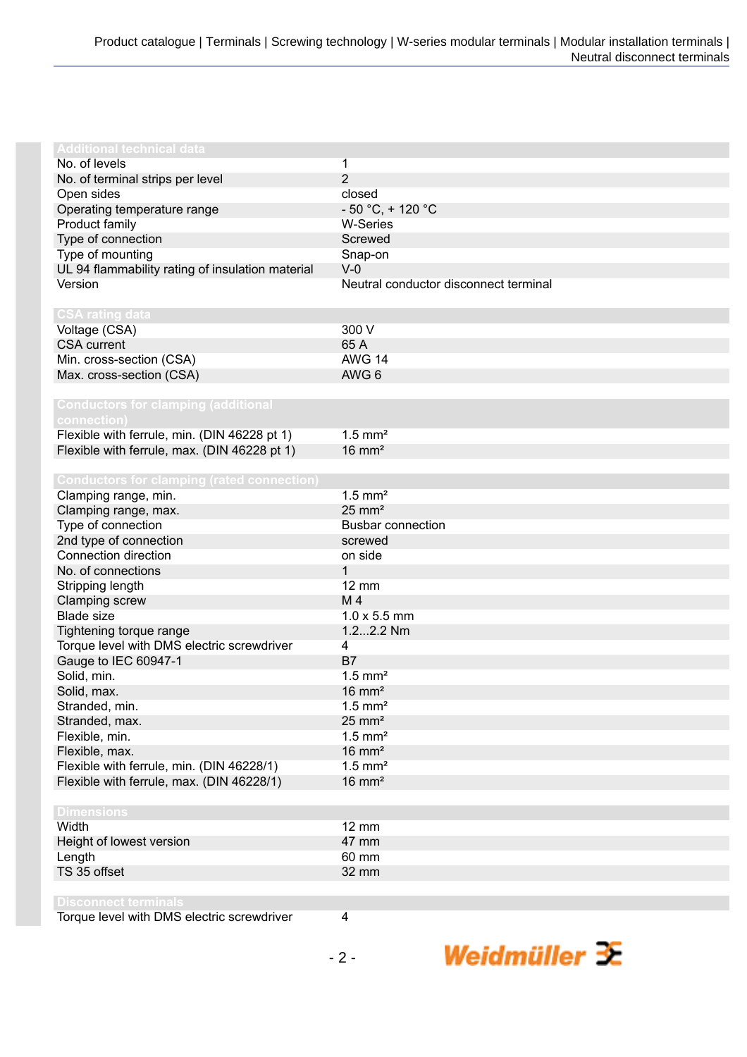## Additional technical data

| | |
|---|---|
| No. of levels | 1 |
| No. of terminal strips per level | 2 |
| Open sides | closed |
| Operating temperature range | - 50 °C, + 120 °C |
| Product family | W-Series |
| Type of connection | Screwed |
| Type of mounting | Snap-on |
| UL 94 flammability rating of insulation material | V-0 |
| Version | Neutral conductor disconnect terminal |

## CSA rating data

| | |
|---|---|
| Voltage (CSA) | 300 V |
| CSA current | 65 A |
| Min. cross-section (CSA) | AWG 14 |
| Max. cross-section (CSA) | AWG 6 |

## Conductors for clamping (additional connection)

| | |
|---|---|
| Flexible with ferrule, min. (DIN 46228 pt 1) | 1.5 mm² |
| Flexible with ferrule, max. (DIN 46228 pt 1) | 16 mm² |

## Conductors for clamping (rated connection)

| | |
|---|---|
| Clamping range, min. | 1.5 mm² |
| Clamping range, max. | 25 mm² |
| Type of connection | Busbar connection |
| 2nd type of connection | screwed |
| Connection direction | on side |
| No. of connections | 1 |
| Stripping length | 12 mm |
| Clamping screw | M 4 |
| Blade size | 1.0 x 5.5 mm |
| Tightening torque range | 1.2...2.2 Nm |
| Torque level with DMS electric screwdriver | 4 |
| Gauge to IEC 60947-1 | B7 |
| Solid, min. | 1.5 mm² |
| Solid, max. | 16 mm² |
| Stranded, min. | 1.5 mm² |
| Stranded, max. | 25 mm² |
| Flexible, min. | 1.5 mm² |
| Flexible, max. | 16 mm² |
| Flexible with ferrule, min. (DIN 46228/1) | 1.5 mm² |
| Flexible with ferrule, max. (DIN 46228/1) | 16 mm² |

## Dimensions

| | |
|---|---|
| Width | 12 mm |
| Height of lowest version | 47 mm |
| Length | 60 mm |
| TS 35 offset | 32 mm |

## Disconnect terminals

| | |
|---|---|
| Torque level with DMS electric screwdriver | 4 |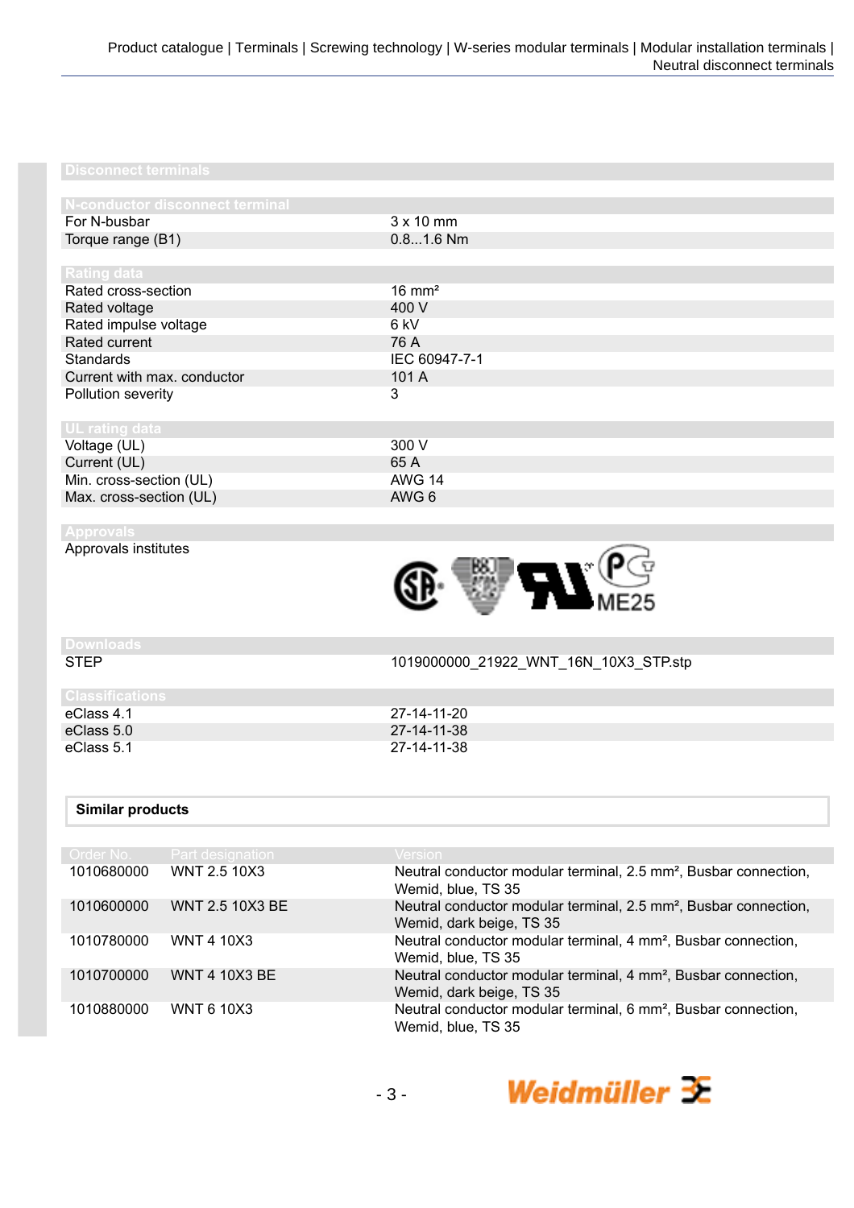## Disconnect terminals

### N-conductor disconnect terminal

| | |
|---|---|
| For N-busbar | 3 x 10 mm |
| Torque range (B1) | 0.8...1.6 Nm |

### Rating data

| | |
|---|---|
| Rated cross-section | 16 mm² |
| Rated voltage | 400 V |
| Rated impulse voltage | 6 kV |
| Rated current | 76 A |
| Standards | IEC 60947-7-1 |
| Current with max. conductor | 101 A |
| Pollution severity | 3 |

### UL rating data

| | |
|---|---|
| Voltage (UL) | 300 V |
| Current (UL) | 65 A |
| Min. cross-section (UL) | AWG 14 |
| Max. cross-section (UL) | AWG 6 |

### Approvals

Approvals institutes

ME25

### Downloads

| | |
|---|---|
| STEP | 1019000000_21922_WNT_16N_10X3_STP.stp |

### Classifications

| | |
|---|---|
| eClass 4.1 | 27-14-11-20 |
| eClass 5.0 | 27-14-11-38 |
| eClass 5.1 | 27-14-11-38 |

## Similar products

| Order No. | Part designation | Version |
|---|---|---|
| 1010680000 | WNT 2.5 10X3 | Neutral conductor modular terminal, 2.5 mm², Busbar connection, Wemid, blue, TS 35 |
| 1010600000 | WNT 2.5 10X3 BE | Neutral conductor modular terminal, 2.5 mm², Busbar connection, Wemid, dark beige, TS 35 |
| 1010780000 | WNT 4 10X3 | Neutral conductor modular terminal, 4 mm², Busbar connection, Wemid, blue, TS 35 |
| 1010700000 | WNT 4 10X3 BE | Neutral conductor modular terminal, 4 mm², Busbar connection, Wemid, dark beige, TS 35 |
| 1010880000 | WNT 6 10X3 | Neutral conductor modular terminal, 6 mm², Busbar connection, Wemid, blue, TS 35 |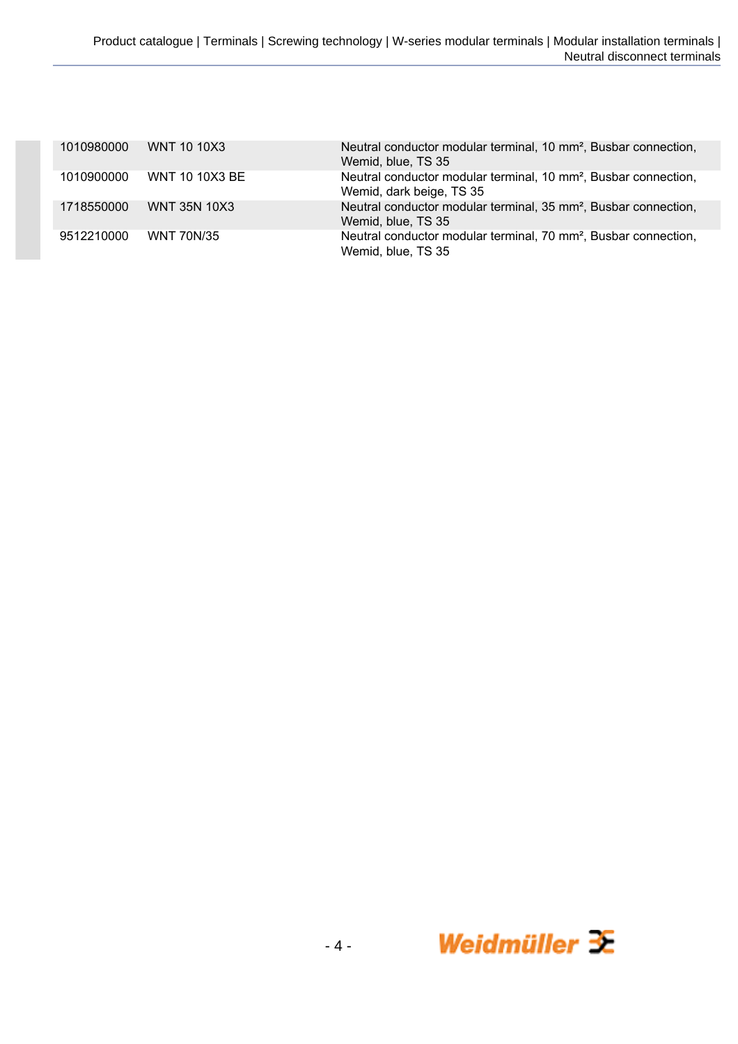| | | |
|---|---|---|
| 1010980000 | WNT 10 10X3 | Neutral conductor modular terminal, 10 mm², Busbar connection, Wemid, blue, TS 35 |
| 1010900000 | WNT 10 10X3 BE | Neutral conductor modular terminal, 10 mm², Busbar connection, Wemid, dark beige, TS 35 |
| 1718550000 | WNT 35N 10X3 | Neutral conductor modular terminal, 35 mm², Busbar connection, Wemid, blue, TS 35 |
| 9512210000 | WNT 70N/35 | Neutral conductor modular terminal, 70 mm², Busbar connection, Wemid, blue, TS 35 |